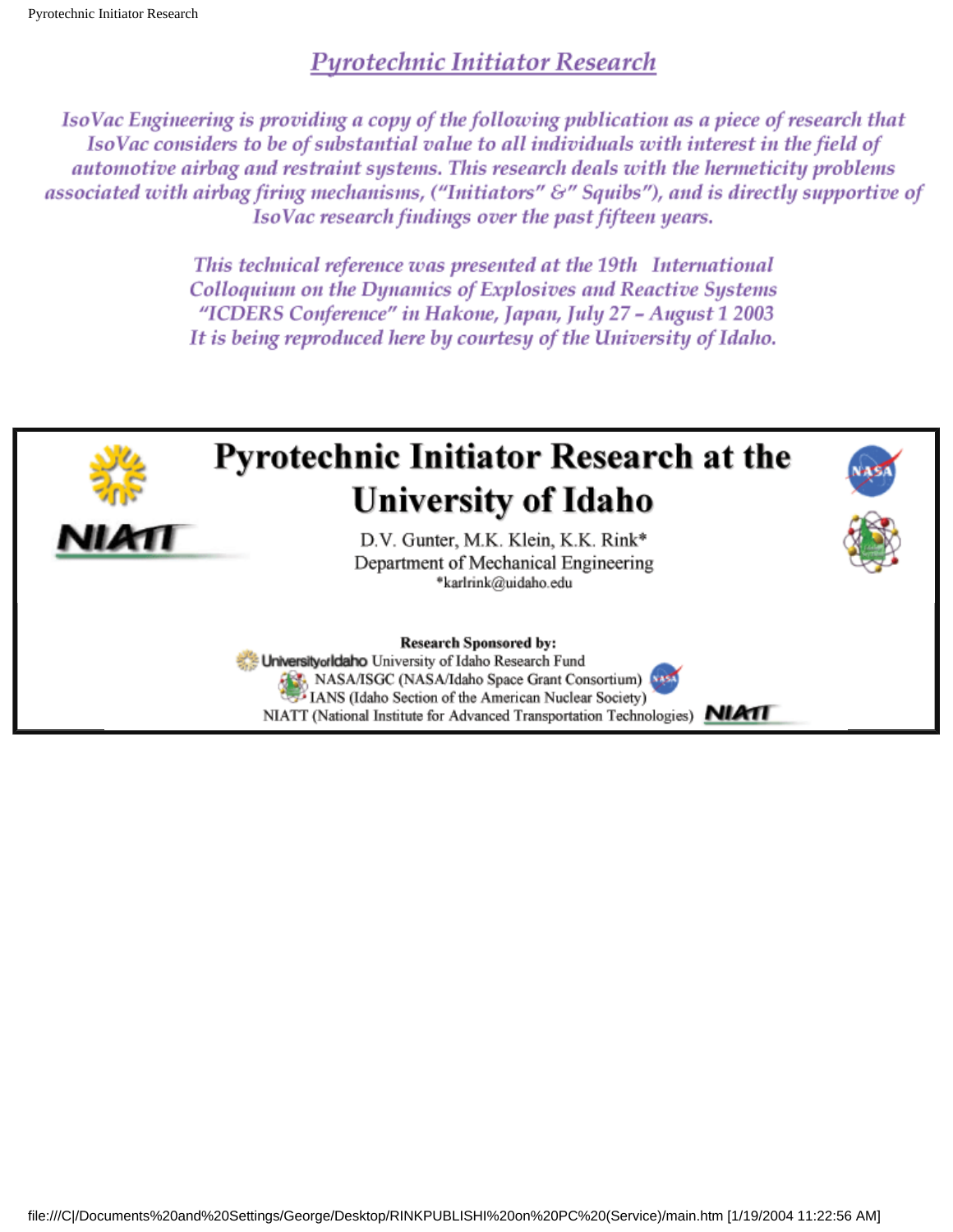# Pyrotechnic Initiator Research

*IsoVac Engineering is providing a copy of the following publication as a piece of research that IsoVac considers to be of substantial value to all individuals with interest in the field of automotive airbag and restraint systems. This research deals with the hermeticity problems associated with airbag firing mechanisms, ("Initiators" &" Squibs"), and is directly supportive of IsoVac research findings over the past fifteen years.*

*This technical reference was presented at the 19th International Colloquium on the Dynamics of Explosives and Reactive Systems "ICDERS Conference" in Hakone, Japan, July 27 – August 1 2003*
*It is being reproduced here by courtesy of the University of Idaho.*

## Pyrotechnic Initiator Research at the University of Idaho

D.V. Gunter, M.K. Klein, K.K. Rink*
Department of Mechanical Engineering
*karlrink@uidaho.edu

**Research Sponsored by:**

University of Idaho Research Fund
NASA/ISGC (NASA/Idaho Space Grant Consortium)
IANS (Idaho Section of the American Nuclear Society)
NIATT (National Institute for Advanced Transportation Technologies)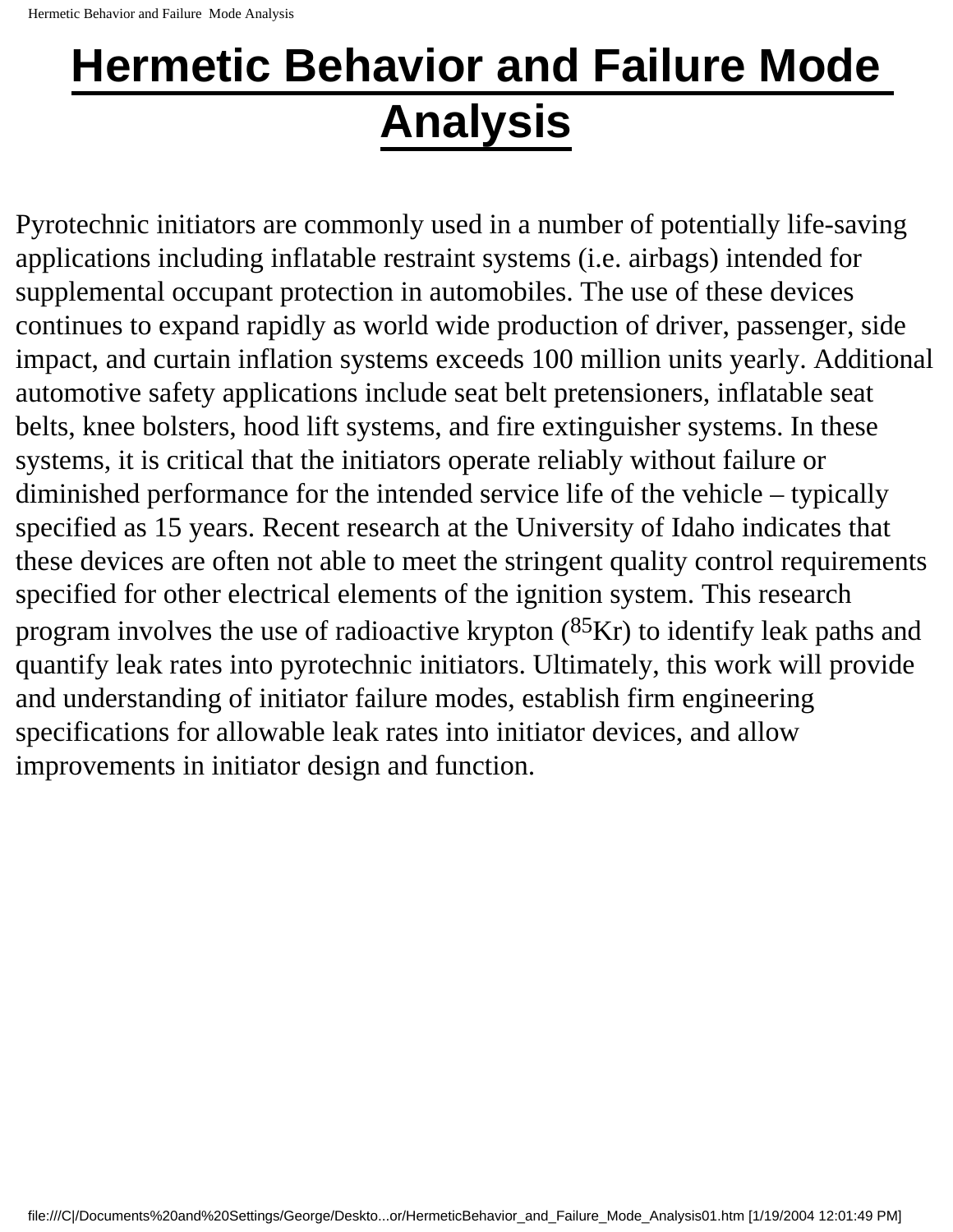# Hermetic Behavior and Failure Mode Analysis

Pyrotechnic initiators are commonly used in a number of potentially life-saving applications including inflatable restraint systems (i.e. airbags) intended for supplemental occupant protection in automobiles. The use of these devices continues to expand rapidly as world wide production of driver, passenger, side impact, and curtain inflation systems exceeds 100 million units yearly. Additional automotive safety applications include seat belt pretensioners, inflatable seat belts, knee bolsters, hood lift systems, and fire extinguisher systems. In these systems, it is critical that the initiators operate reliably without failure or diminished performance for the intended service life of the vehicle – typically specified as 15 years. Recent research at the University of Idaho indicates that these devices are often not able to meet the stringent quality control requirements specified for other electrical elements of the ignition system. This research program involves the use of radioactive krypton ($^{85}Kr$) to identify leak paths and quantify leak rates into pyrotechnic initiators. Ultimately, this work will provide and understanding of initiator failure modes, establish firm engineering specifications for allowable leak rates into initiator devices, and allow improvements in initiator design and function.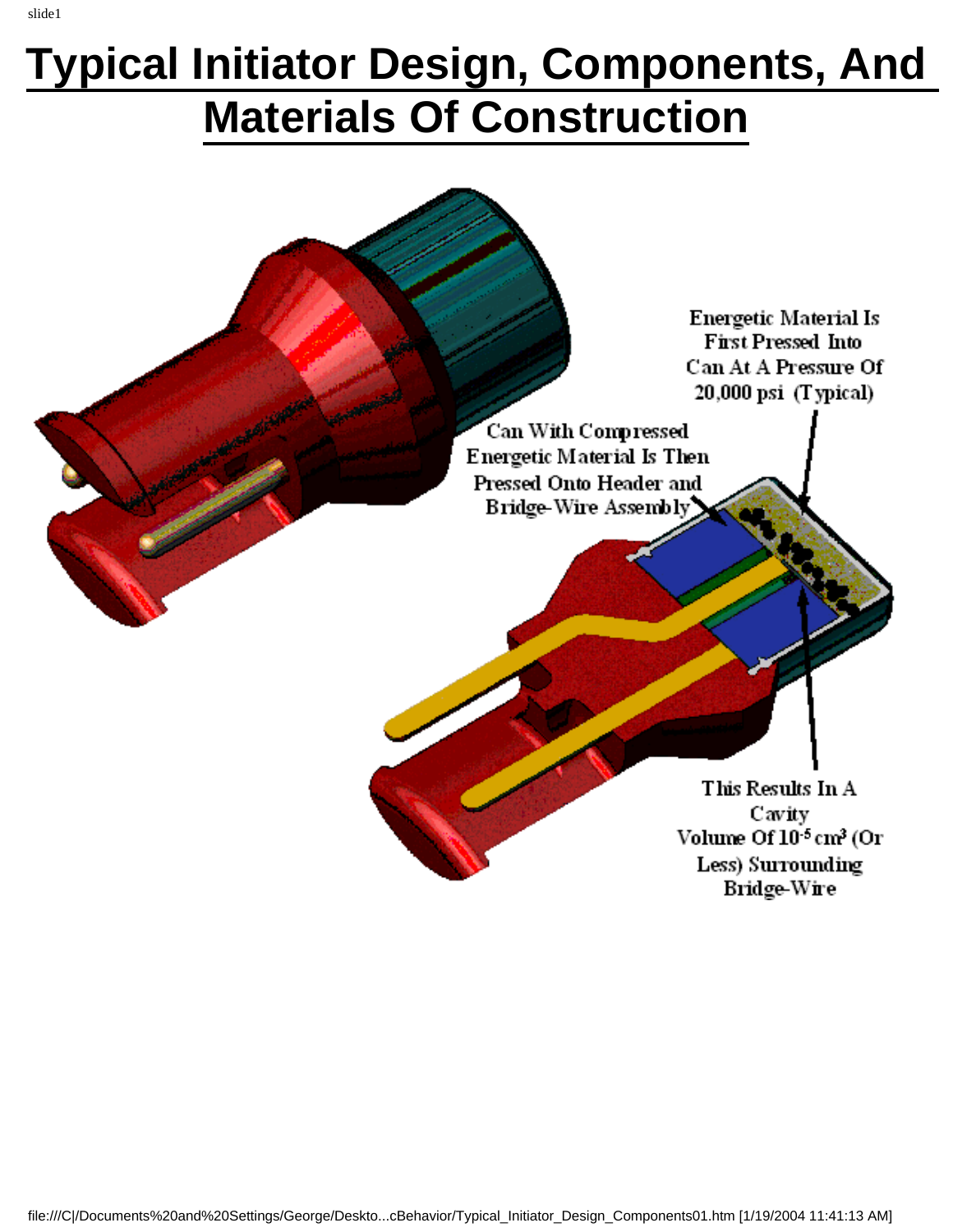# Typical Initiator Design, Components, And Materials Of Construction

Energetic Material Is First Pressed Into Can At A Pressure Of 20,000 psi (Typical)

Can With Compressed Energetic Material Is Then Pressed Onto Header and Bridge-Wire Assembly

This Results In A Cavity Volume Of $10^{-5}$ $cm^3$ (Or Less) Surrounding Bridge-Wire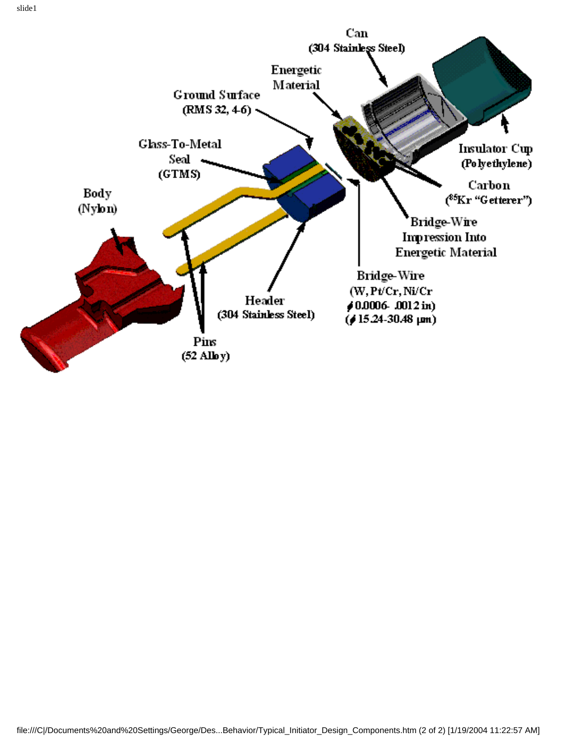Can
(304 Stainless Steel)

Energetic
Material

Ground Surface
(RMS 32, 4-6)

Glass-To-Metal
Seal
(GTMS)

Insulator Cup
(Polyethylene)

Carbon
($^{85}Kr$ "Getterer")

Body
(Nylon)

Bridge-Wire
Impression Into
Energetic Material

Bridge-Wire
(W, Pt/Cr, Ni/Cr
ϕ 0.0006- .0012 in)
(ϕ 15.24-30.48 μm)

Header
(304 Stainless Steel)

Pins
(52 Alloy)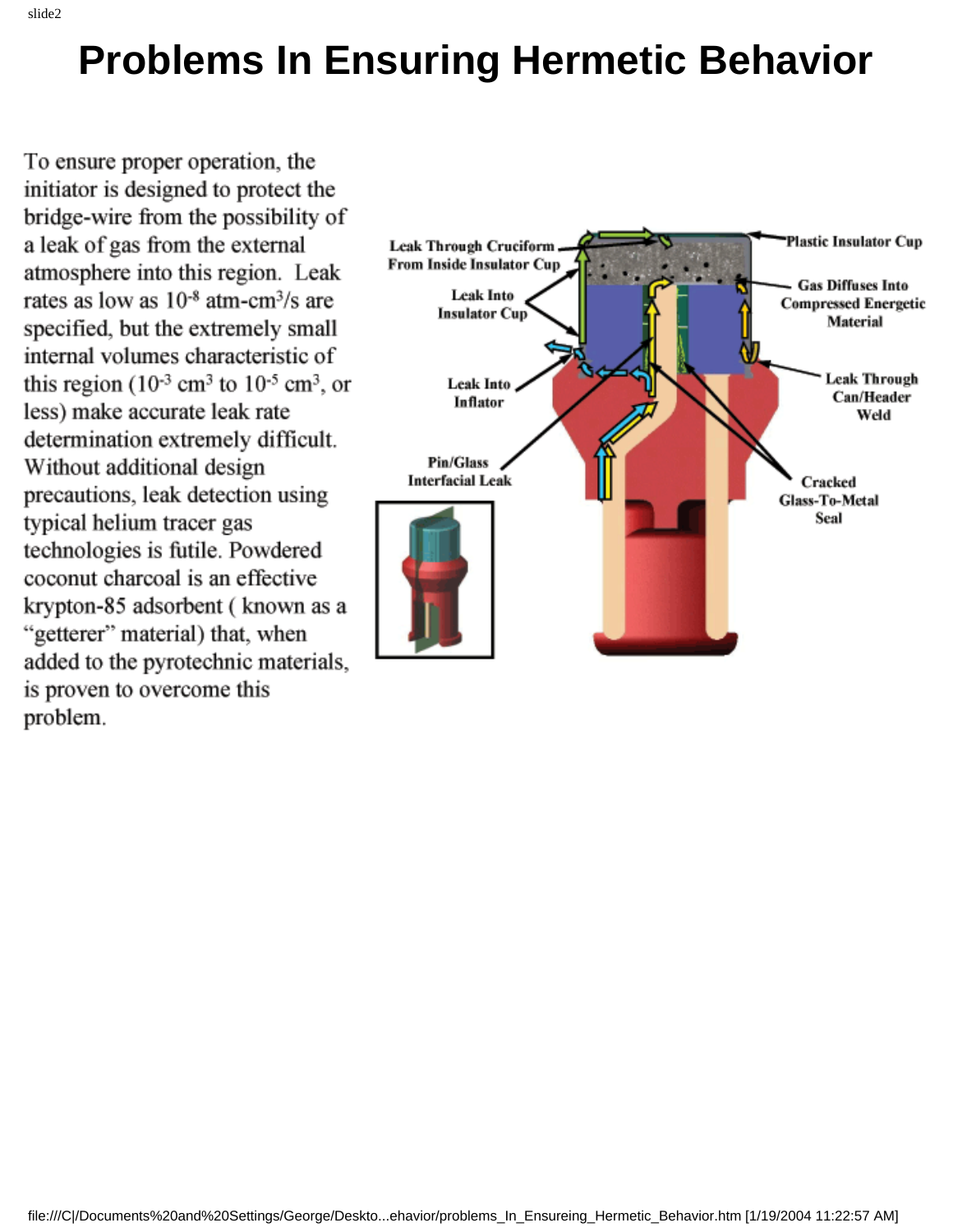# Problems In Ensuring Hermetic Behavior

To ensure proper operation, the initiator is designed to protect the bridge-wire from the possibility of a leak of gas from the external atmosphere into this region. Leak rates as low as $10^{-8}$ atm-cm$^3$/s are specified, but the extremely small internal volumes characteristic of this region ($10^{-3}$ cm$^3$ to $10^{-5}$ cm$^3$, or less) make accurate leak rate determination extremely difficult. Without additional design precautions, leak detection using typical helium tracer gas technologies is futile. Powdered coconut charcoal is an effective krypton-85 adsorbent ( known as a "getterer" material) that, when added to the pyrotechnic materials, is proven to overcome this problem.

Leak Through Cruciform From Inside Insulator Cup

Plastic Insulator Cup

Leak Into Insulator Cup

Gas Diffuses Into Compressed Energetic Material

Leak Into Inflator

Leak Through Can/Header Weld

Pin/Glass Interfacial Leak

Cracked Glass-To-Metal Seal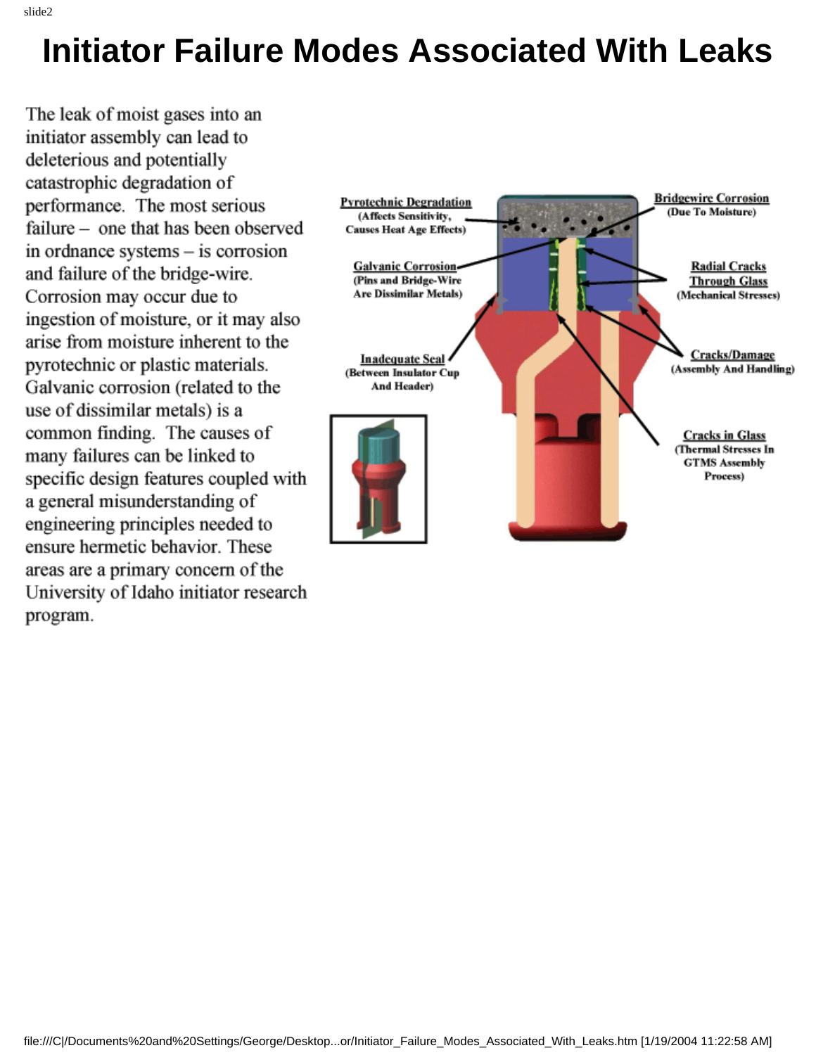# Initiator Failure Modes Associated With Leaks

The leak of moist gases into an initiator assembly can lead to deleterious and potentially catastrophic degradation of performance. The most serious failure – one that has been observed in ordnance systems – is corrosion and failure of the bridge-wire. Corrosion may occur due to ingestion of moisture, or it may also arise from moisture inherent to the pyrotechnic or plastic materials. Galvanic corrosion (related to the use of dissimilar metals) is a common finding. The causes of many failures can be linked to specific design features coupled with a general misunderstanding of engineering principles needed to ensure hermetic behavior. These areas are a primary concern of the University of Idaho initiator research program.

**Pyrotechnic Degradation** (Affects Sensitivity, Causes Heat Age Effects)

**Bridgewire Corrosion** (Due To Moisture)

**Galvanic Corrosion** (Pins and Bridge-Wire Are Dissimilar Metals)

**Radial Cracks Through Glass** (Mechanical Stresses)

**Inadequate Seal** (Between Insulator Cup And Header)

**Cracks/Damage** (Assembly And Handling)

**Cracks in Glass** (Thermal Stresses In GTMS Assembly Process)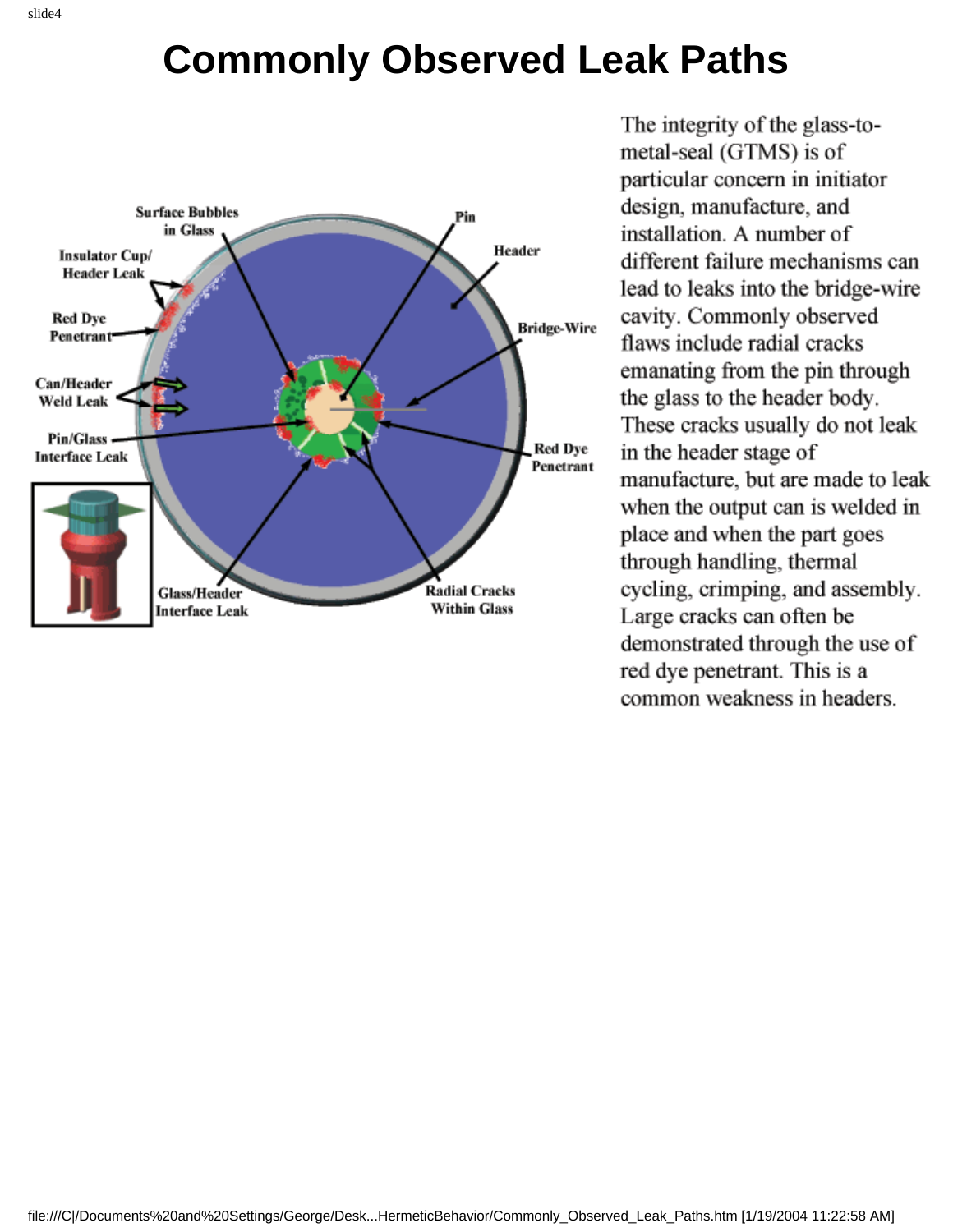# Commonly Observed Leak Paths

Surface Bubbles in Glass

Pin

Header

Insulator Cup/ Header Leak

Red Dye Penetrant

Bridge-Wire

Can/Header Weld Leak

Pin/Glass Interface Leak

Red Dye Penetrant

Glass/Header Interface Leak

Radial Cracks Within Glass

The integrity of the glass-to-metal-seal (GTMS) is of particular concern in initiator design, manufacture, and installation. A number of different failure mechanisms can lead to leaks into the bridge-wire cavity. Commonly observed flaws include radial cracks emanating from the pin through the glass to the header body. These cracks usually do not leak in the header stage of manufacture, but are made to leak when the output can is welded in place and when the part goes through handling, thermal cycling, crimping, and assembly. Large cracks can often be demonstrated through the use of red dye penetrant. This is a common weakness in headers.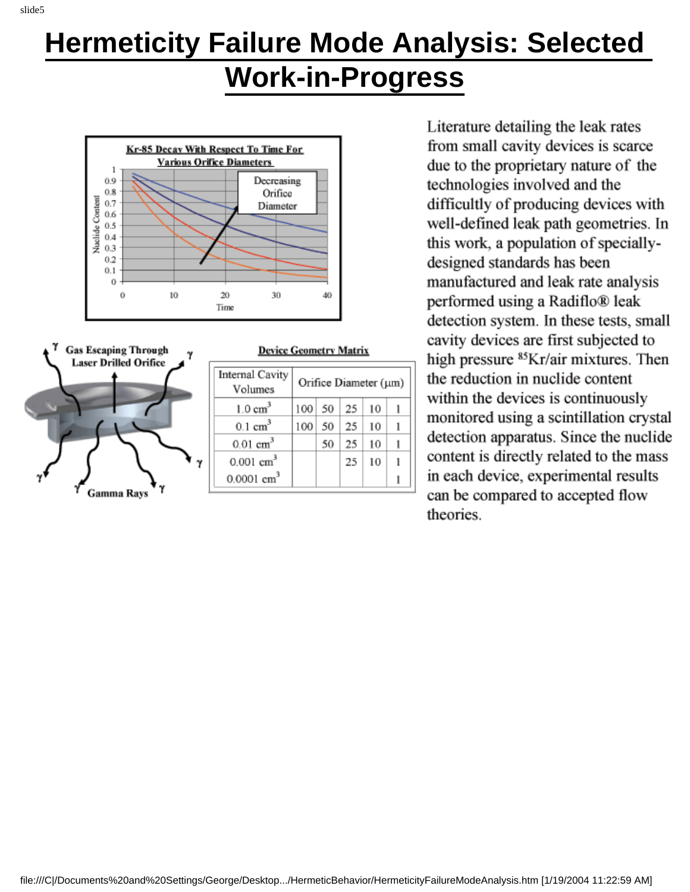# Hermeticity Failure Mode Analysis: Selected Work-in-Progress

**Kr-85 Decay With Respect To Time For Various Orifice Diameters**

**Gas Escaping Through Laser Drilled Orifice**

**Device Geometry Matrix**

| Internal Cavity Volumes | Orifice Diameter (μm) | | | | |
|---|---|---|---|---|---|
| 1.0 $cm^3$ | 100 | 50 | 25 | 10 | 1 |
| 0.1 $cm^3$ | 100 | 50 | 25 | 10 | 1 |
| 0.01 $cm^3$ | | 50 | 25 | 10 | 1 |
| 0.001 $cm^3$ | | | 25 | 10 | 1 |
| 0.0001 $cm^3$ | | | | | 1 |

Literature detailing the leak rates from small cavity devices is scarce due to the proprietary nature of the technologies involved and the difficultly of producing devices with well-defined leak path geometries. In this work, a population of specially-designed standards has been manufactured and leak rate analysis performed using a Radiflo® leak detection system. In these tests, small cavity devices are first subjected to high pressure $^{85}$Kr/air mixtures. Then the reduction in nuclide content within the devices is continuously monitored using a scintillation crystal detection apparatus. Since the nuclide content is directly related to the mass in each device, experimental results can be compared to accepted flow theories.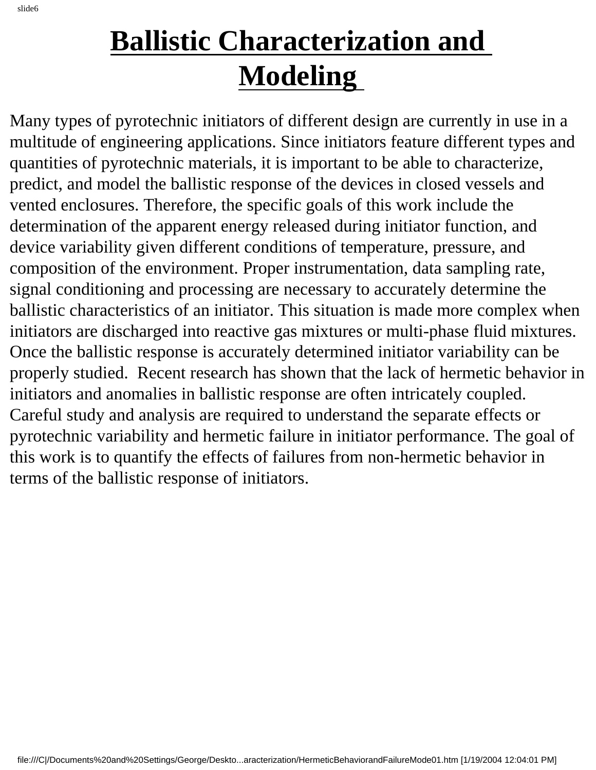# Ballistic Characterization and Modeling

Many types of pyrotechnic initiators of different design are currently in use in a multitude of engineering applications. Since initiators feature different types and quantities of pyrotechnic materials, it is important to be able to characterize, predict, and model the ballistic response of the devices in closed vessels and vented enclosures. Therefore, the specific goals of this work include the determination of the apparent energy released during initiator function, and device variability given different conditions of temperature, pressure, and composition of the environment. Proper instrumentation, data sampling rate, signal conditioning and processing are necessary to accurately determine the ballistic characteristics of an initiator. This situation is made more complex when initiators are discharged into reactive gas mixtures or multi-phase fluid mixtures. Once the ballistic response is accurately determined initiator variability can be properly studied. Recent research has shown that the lack of hermetic behavior in initiators and anomalies in ballistic response are often intricately coupled. Careful study and analysis are required to understand the separate effects or pyrotechnic variability and hermetic failure in initiator performance. The goal of this work is to quantify the effects of failures from non-hermetic behavior in terms of the ballistic response of initiators.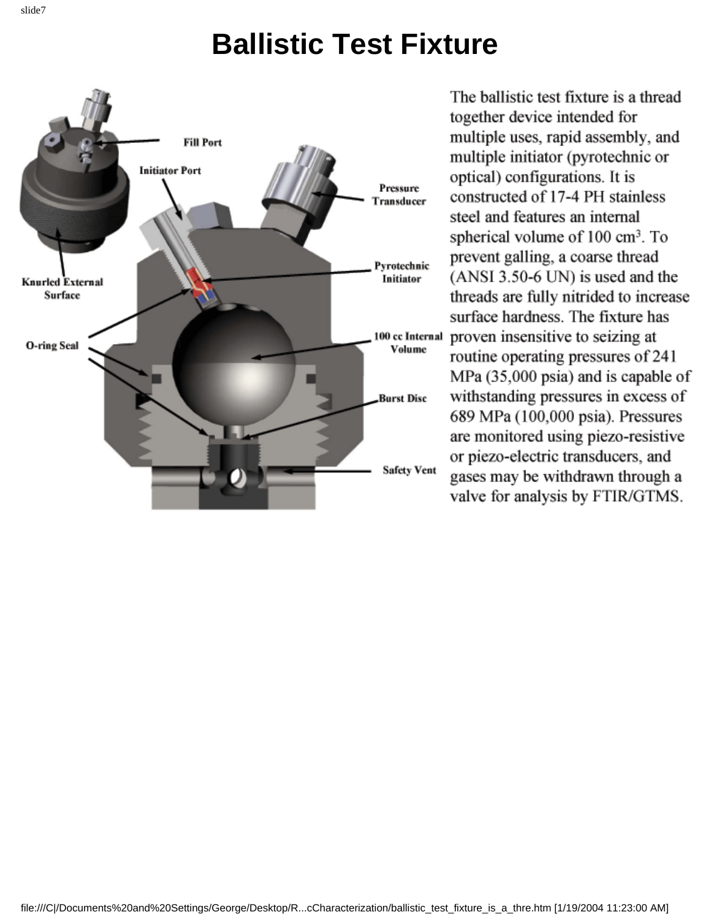# Ballistic Test Fixture

Fill Port

Initiator Port

Pressure Transducer

Pyrotechnic Initiator

Knurled External Surface

O-ring Seal

100 cc Internal Volume

Burst Disc

Safety Vent

The ballistic test fixture is a thread together device intended for multiple uses, rapid assembly, and multiple initiator (pyrotechnic or optical) configurations. It is constructed of 17-4 PH stainless steel and features an internal spherical volume of 100 $cm^3$. To prevent galling, a coarse thread (ANSI 3.50-6 UN) is used and the threads are fully nitrided to increase surface hardness. The fixture has proven insensitive to seizing at routine operating pressures of 241 MPa (35,000 psia) and is capable of withstanding pressures in excess of 689 MPa (100,000 psia). Pressures are monitored using piezo-resistive or piezo-electric transducers, and gases may be withdrawn through a valve for analysis by FTIR/GTMS.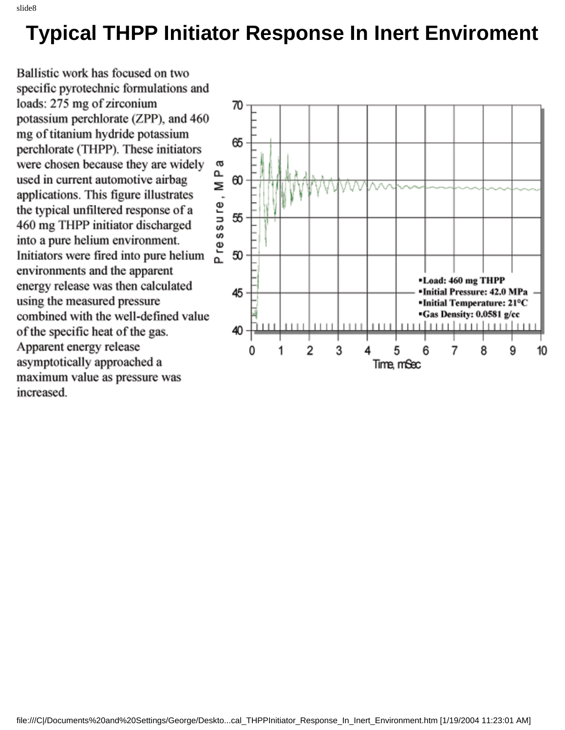# Typical THPP Initiator Response In Inert Enviroment

Ballistic work has focused on two specific pyrotechnic formulations and loads: 275 mg of zirconium potassium perchlorate (ZPP), and 460 mg of titanium hydride potassium perchlorate (THPP). These initiators were chosen because they are widely used in current automotive airbag applications. This figure illustrates the typical unfiltered response of a 460 mg THPP initiator discharged into a pure helium environment. Initiators were fired into pure helium environments and the apparent energy release was then calculated using the measured pressure combined with the well-defined value of the specific heat of the gas. Apparent energy release asymptotically approached a maximum value as pressure was increased.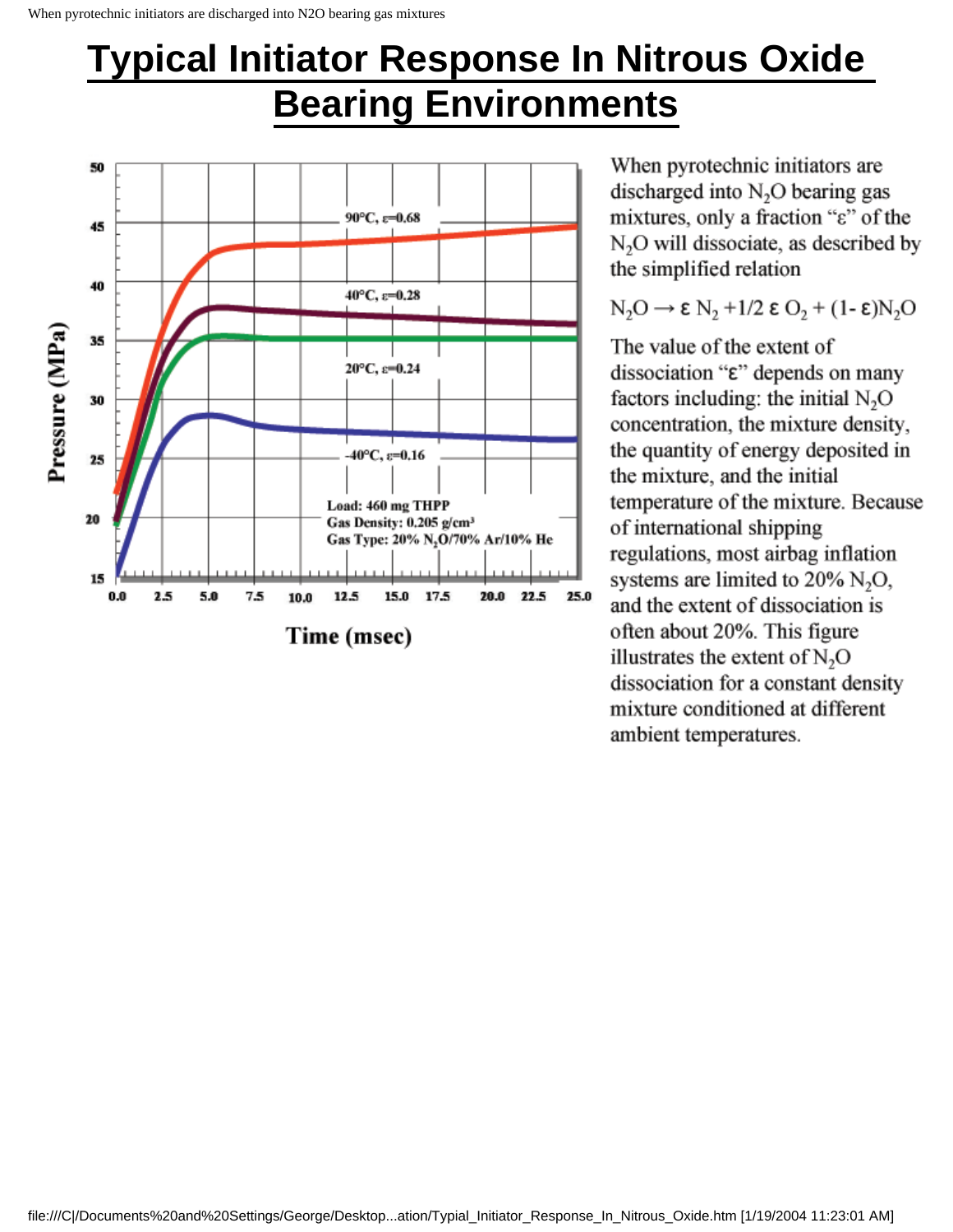# Typical Initiator Response In Nitrous Oxide Bearing Environments

When pyrotechnic initiators are discharged into $N_2O$ bearing gas mixtures, only a fraction "ε" of the $N_2O$ will dissociate, as described by the simplified relation

$$N_2O \rightarrow \varepsilon\, N_2 + 1/2\, \varepsilon\, O_2 + (1-\varepsilon)N_2O$$

The value of the extent of dissociation "ε" depends on many factors including: the initial $N_2O$ concentration, the mixture density, the quantity of energy deposited in the mixture, and the initial temperature of the mixture. Because of international shipping regulations, most airbag inflation systems are limited to 20% $N_2O$, and the extent of dissociation is often about 20%. This figure illustrates the extent of $N_2O$ dissociation for a constant density mixture conditioned at different ambient temperatures.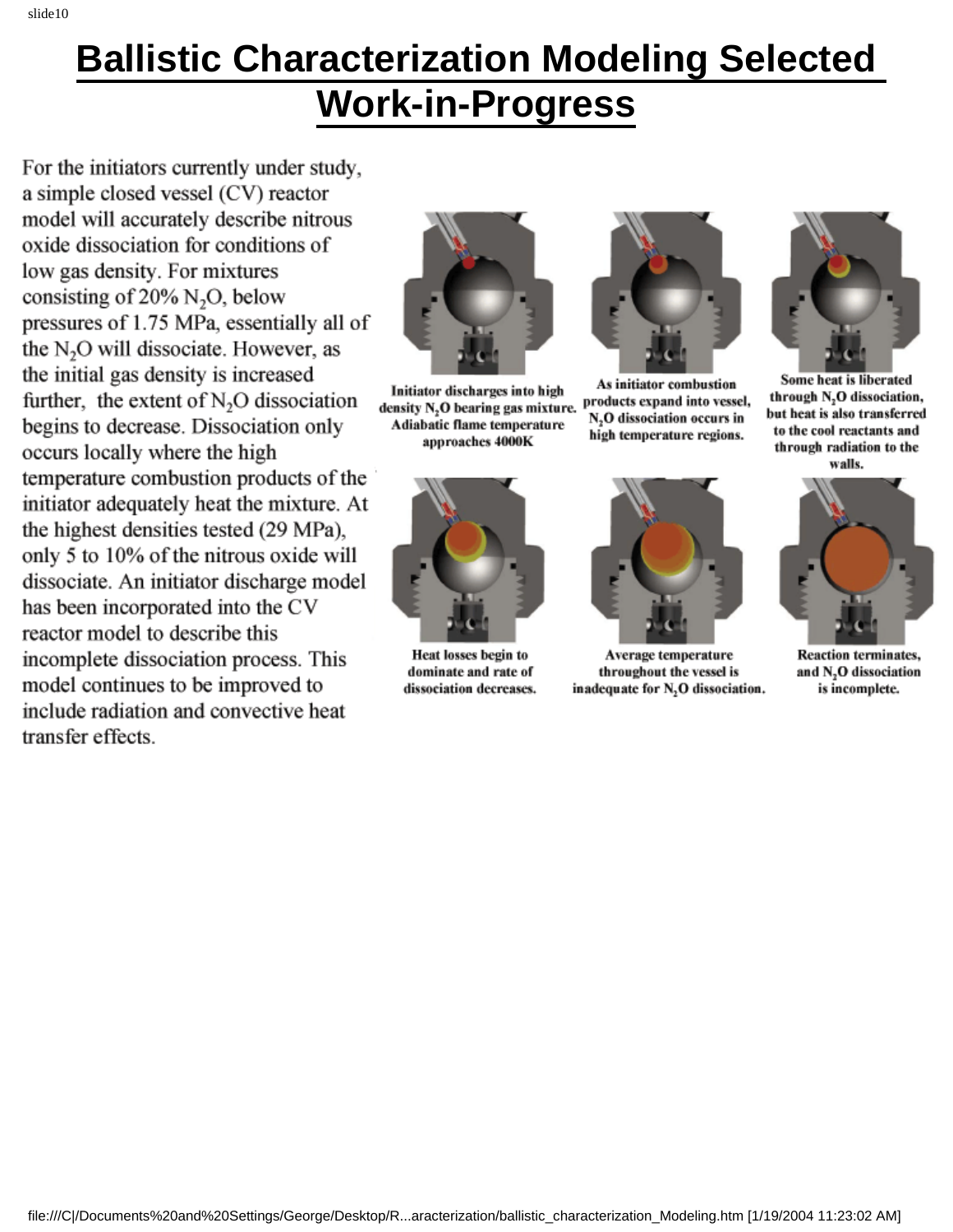# Ballistic Characterization Modeling Selected Work-in-Progress

For the initiators currently under study, a simple closed vessel (CV) reactor model will accurately describe nitrous oxide dissociation for conditions of low gas density. For mixtures consisting of 20% $N_2O$, below pressures of 1.75 MPa, essentially all of the $N_2O$ will dissociate. However, as the initial gas density is increased further, the extent of $N_2O$ dissociation begins to decrease. Dissociation only occurs locally where the high temperature combustion products of the initiator adequately heat the mixture. At the highest densities tested (29 MPa), only 5 to 10% of the nitrous oxide will dissociate. An initiator discharge model has been incorporated into the CV reactor model to describe this incomplete dissociation process. This model continues to be improved to include radiation and convective heat transfer effects.

Initiator discharges into high density $N_2O$ bearing gas mixture. Adiabatic flame temperature approaches 4000K

As initiator combustion products expand into vessel, $N_2O$ dissociation occurs in high temperature regions.

Some heat is liberated through $N_2O$ dissociation, but heat is also transferred to the cool reactants and through radiation to the walls.

Heat losses begin to dominate and rate of dissociation decreases.

Average temperature throughout the vessel is inadequate for $N_2O$ dissociation.

Reaction terminates, and $N_2O$ dissociation is incomplete.